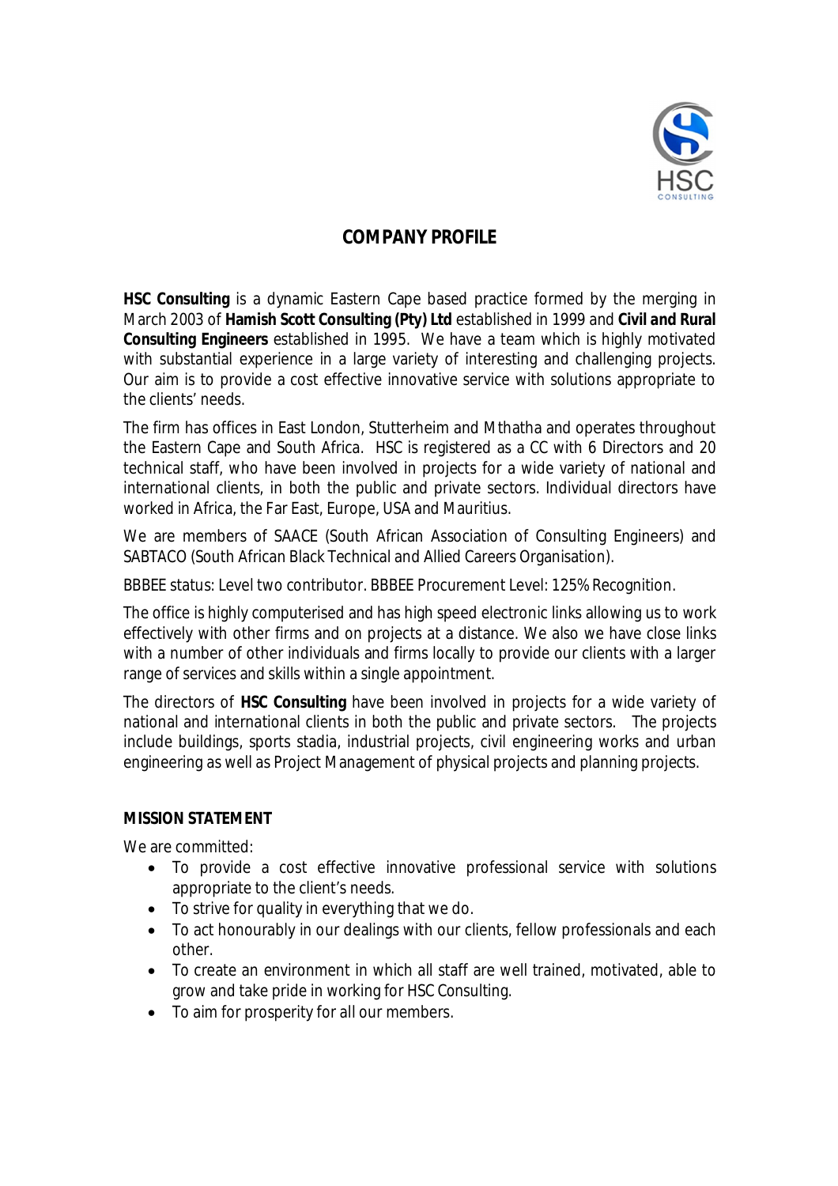# COMPANY PROFILE

**HSC Consulting** is a dynamic Eastern Cape based practice formed by the merging in March 2003 of **Hamish Scott Consulting (Pty) Ltd** established in 1999 and **Civil and Rural Consulting Engineers** established in 1995. We have a team which is highly motivated with substantial experience in a large variety of interesting and challenging projects. Our aim is to provide a cost effective innovative service with solutions appropriate to the clients' needs.

The firm has offices in East London, Stutterheim and Mthatha and operates throughout the Eastern Cape and South Africa. HSC is registered as a CC with 6 Directors and 20 technical staff, who have been involved in projects for a wide variety of national and international clients, in both the public and private sectors. Individual directors have worked in Africa, the Far East, Europe, USA and Mauritius.

We are members of SAACE (South African Association of Consulting Engineers) and SABTACO (South African Black Technical and Allied Careers Organisation).

BBBEE status: Level two contributor. BBBEE Procurement Level: 125% Recognition.

The office is highly computerised and has high speed electronic links allowing us to work effectively with other firms and on projects at a distance. We also we have close links with a number of other individuals and firms locally to provide our clients with a larger range of services and skills within a single appointment.

The directors of **HSC Consulting** have been involved in projects for a wide variety of national and international clients in both the public and private sectors. The projects include buildings, sports stadia, industrial projects, civil engineering works and urban engineering as well as Project Management of physical projects and planning projects.

## MISSION STATEMENT

We are committed:

- To provide a cost effective innovative professional service with solutions appropriate to the client's needs.
- To strive for quality in everything that we do.
- To act honourably in our dealings with our clients, fellow professionals and each other.
- To create an environment in which all staff are well trained, motivated, able to grow and take pride in working for HSC Consulting.
- To aim for prosperity for all our members.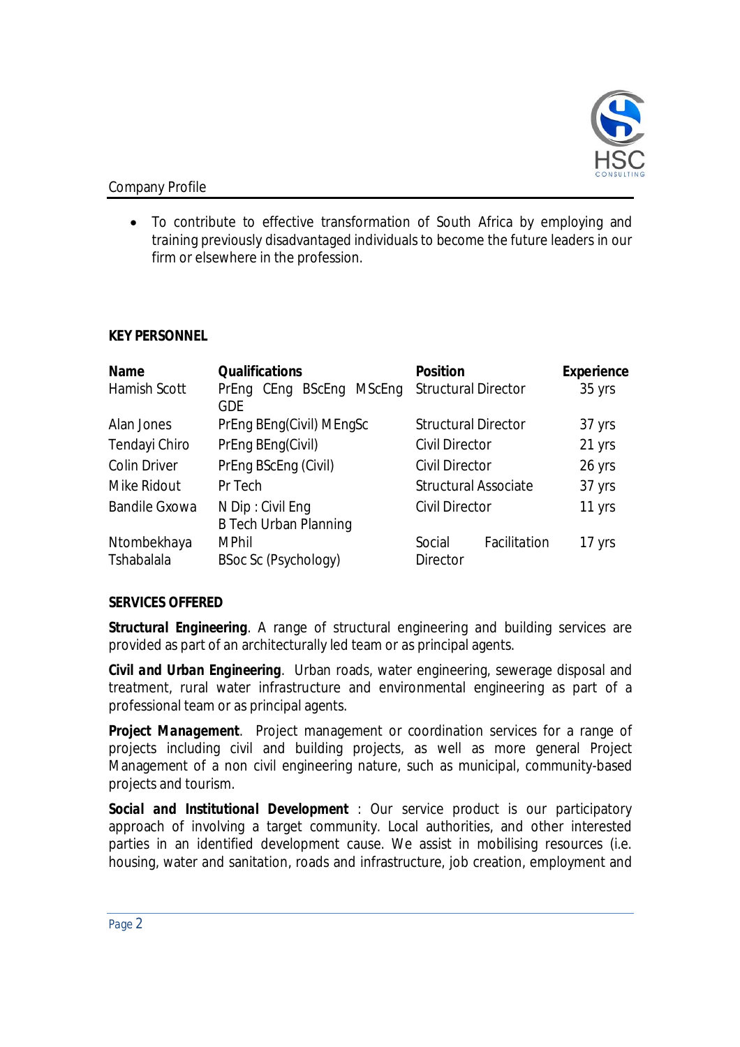- To contribute to effective transformation of South Africa by employing and training previously disadvantaged individuals to become the future leaders in our firm or elsewhere in the profession.

**KEY PERSONNEL**

| Name | Qualifications | Position | Experience |
|---|---|---|---|
| Hamish Scott | PrEng CEng BScEng MScEng GDE | Structural Director | 35 yrs |
| Alan Jones | PrEng BEng(Civil) MEngSc | Structural Director | 37 yrs |
| Tendayi Chiro | PrEng BEng(Civil) | Civil Director | 21 yrs |
| Colin Driver | PrEng BScEng (Civil) | Civil Director | 26 yrs |
| Mike Ridout | Pr Tech | Structural Associate | 37 yrs |
| Bandile Gxowa | N Dip : Civil Eng<br>B Tech Urban Planning | Civil Director | 11 yrs |
| Ntombekhaya Tshabalala | MPhil<br>BSoc Sc (Psychology) | Social Facilitation Director | 17 yrs |

**SERVICES OFFERED**

***Structural Engineering***. A range of structural engineering and building services are provided as part of an architecturally led team or as principal agents.

***Civil and Urban Engineering***. Urban roads, water engineering, sewerage disposal and treatment, rural water infrastructure and environmental engineering as part of a professional team or as principal agents.

***Project Management***. Project management or coordination services for a range of projects including civil and building projects, as well as more general Project Management of a non civil engineering nature, such as municipal, community-based projects and tourism.

***Social and Institutional Development*** : Our service product is our participatory approach of involving a target community. Local authorities, and other interested parties in an identified development cause. We assist in mobilising resources (i.e. housing, water and sanitation, roads and infrastructure, job creation, employment and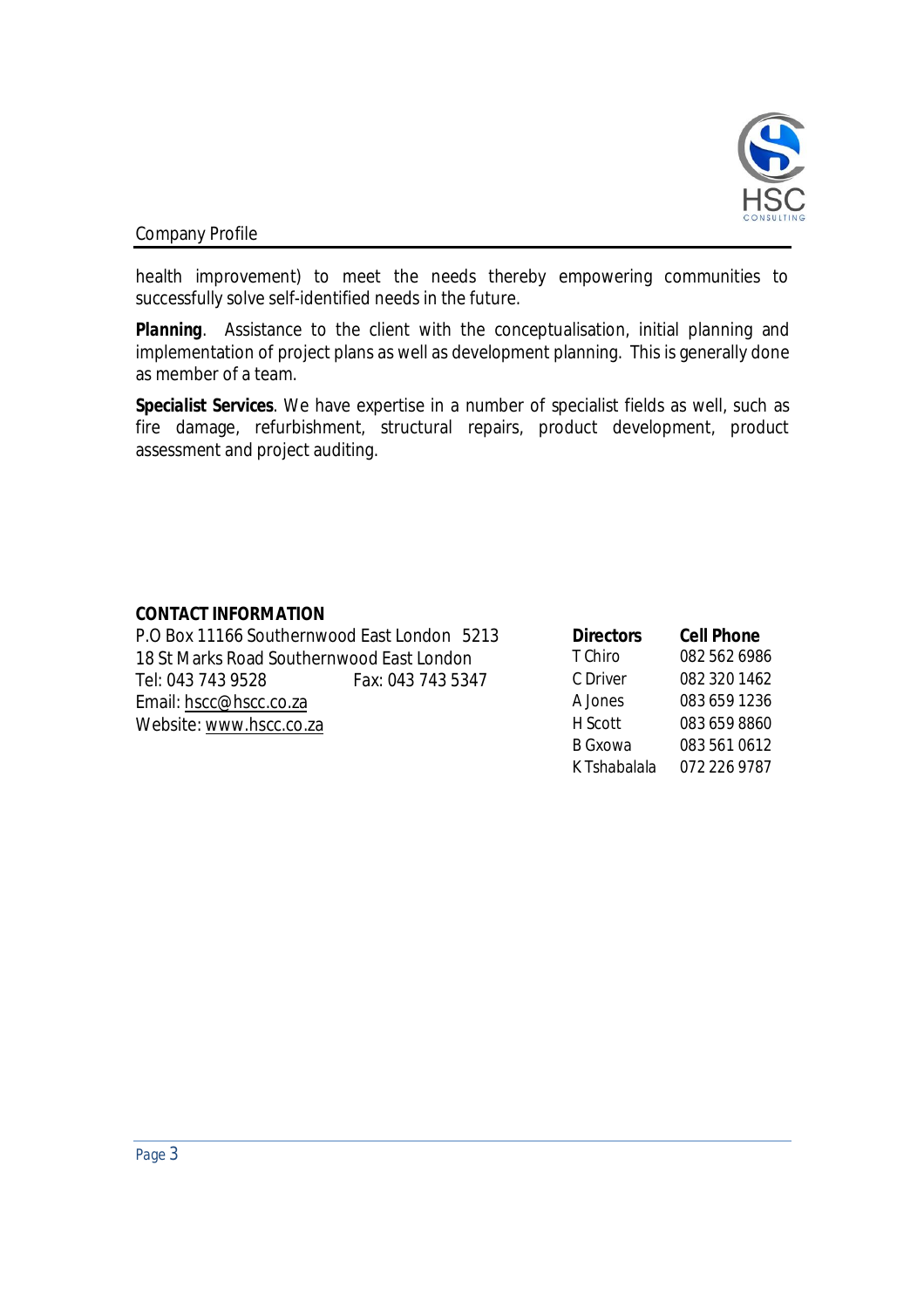health improvement) to meet the needs thereby empowering communities to successfully solve self-identified needs in the future.

***Planning***. Assistance to the client with the conceptualisation, initial planning and implementation of project plans as well as development planning. This is generally done as member of a team.

***Specialist Services***. We have expertise in a number of specialist fields as well, such as fire damage, refurbishment, structural repairs, product development, product assessment and project auditing.

**CONTACT INFORMATION**

P.O Box 11166 Southernwood East London 5213
18 St Marks Road Southernwood East London
Tel: 043 743 9528 Fax: 043 743 5347
Email: hscc@hscc.co.za
Website: www.hscc.co.za

| **Directors** | **Cell Phone** |
|---|---|
| T Chiro | 082 562 6986 |
| C Driver | 082 320 1462 |
| A Jones | 083 659 1236 |
| H Scott | 083 659 8860 |
| B Gxowa | 083 561 0612 |
| K Tshabalala | 072 226 9787 |